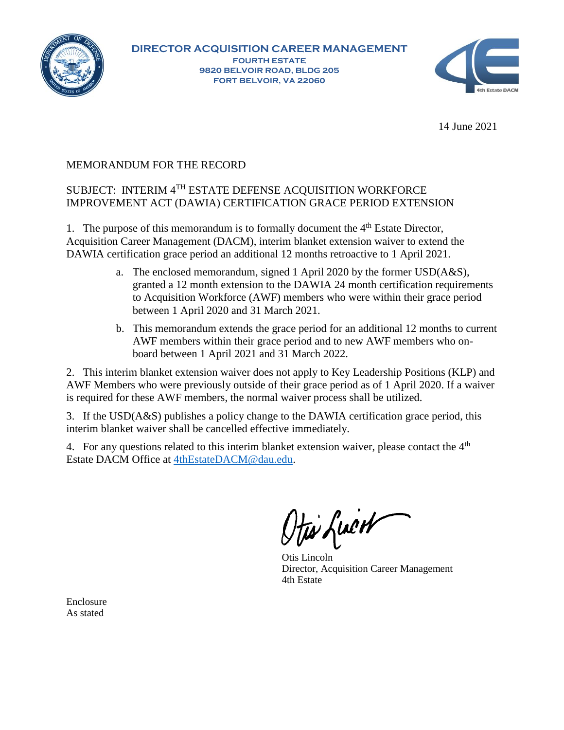**DIRECTOR ACQUISITION CAREER MANAGEMENT**
**FOURTH ESTATE**
**9820 BELVOIR ROAD, BLDG 205**
**FORT BELVOIR, VA 22060**

14 June 2021

MEMORANDUM FOR THE RECORD

SUBJECT: INTERIM 4TH ESTATE DEFENSE ACQUISITION WORKFORCE IMPROVEMENT ACT (DAWIA) CERTIFICATION GRACE PERIOD EXTENSION

1. The purpose of this memorandum is to formally document the 4th Estate Director, Acquisition Career Management (DACM), interim blanket extension waiver to extend the DAWIA certification grace period an additional 12 months retroactive to 1 April 2021.

   a. The enclosed memorandum, signed 1 April 2020 by the former USD(A&S), granted a 12 month extension to the DAWIA 24 month certification requirements to Acquisition Workforce (AWF) members who were within their grace period between 1 April 2020 and 31 March 2021.

   b. This memorandum extends the grace period for an additional 12 months to current AWF members within their grace period and to new AWF members who on-board between 1 April 2021 and 31 March 2022.

2. This interim blanket extension waiver does not apply to Key Leadership Positions (KLP) and AWF Members who were previously outside of their grace period as of 1 April 2020. If a waiver is required for these AWF members, the normal waiver process shall be utilized.

3. If the USD(A&S) publishes a policy change to the DAWIA certification grace period, this interim blanket waiver shall be cancelled effective immediately.

4. For any questions related to this interim blanket extension waiver, please contact the 4th Estate DACM Office at 4thEstateDACM@dau.edu.

Otis Lincoln
Director, Acquisition Career Management
4th Estate

Enclosure
As stated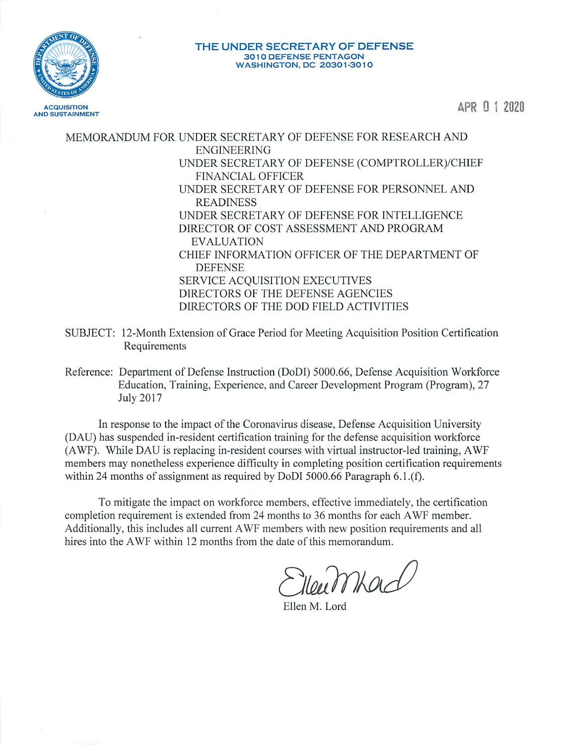ACQUISITION AND SUSTAINMENT

**THE UNDER SECRETARY OF DEFENSE**
**3010 DEFENSE PENTAGON**
**WASHINGTON, DC 20301-3010**

APR 01 2020

MEMORANDUM FOR UNDER SECRETARY OF DEFENSE FOR RESEARCH AND ENGINEERING
UNDER SECRETARY OF DEFENSE (COMPTROLLER)/CHIEF FINANCIAL OFFICER
UNDER SECRETARY OF DEFENSE FOR PERSONNEL AND READINESS
UNDER SECRETARY OF DEFENSE FOR INTELLIGENCE
DIRECTOR OF COST ASSESSMENT AND PROGRAM EVALUATION
CHIEF INFORMATION OFFICER OF THE DEPARTMENT OF DEFENSE
SERVICE ACQUISITION EXECUTIVES
DIRECTORS OF THE DEFENSE AGENCIES
DIRECTORS OF THE DOD FIELD ACTIVITIES

SUBJECT: 12-Month Extension of Grace Period for Meeting Acquisition Position Certification Requirements

Reference: Department of Defense Instruction (DoDI) 5000.66, Defense Acquisition Workforce Education, Training, Experience, and Career Development Program (Program), 27 July 2017

In response to the impact of the Coronavirus disease, Defense Acquisition University (DAU) has suspended in-resident certification training for the defense acquisition workforce (AWF). While DAU is replacing in-resident courses with virtual instructor-led training, AWF members may nonetheless experience difficulty in completing position certification requirements within 24 months of assignment as required by DoDI 5000.66 Paragraph 6.1.(f).

To mitigate the impact on workforce members, effective immediately, the certification completion requirement is extended from 24 months to 36 months for each AWF member. Additionally, this includes all current AWF members with new position requirements and all hires into the AWF within 12 months from the date of this memorandum.

Ellen M. Lord